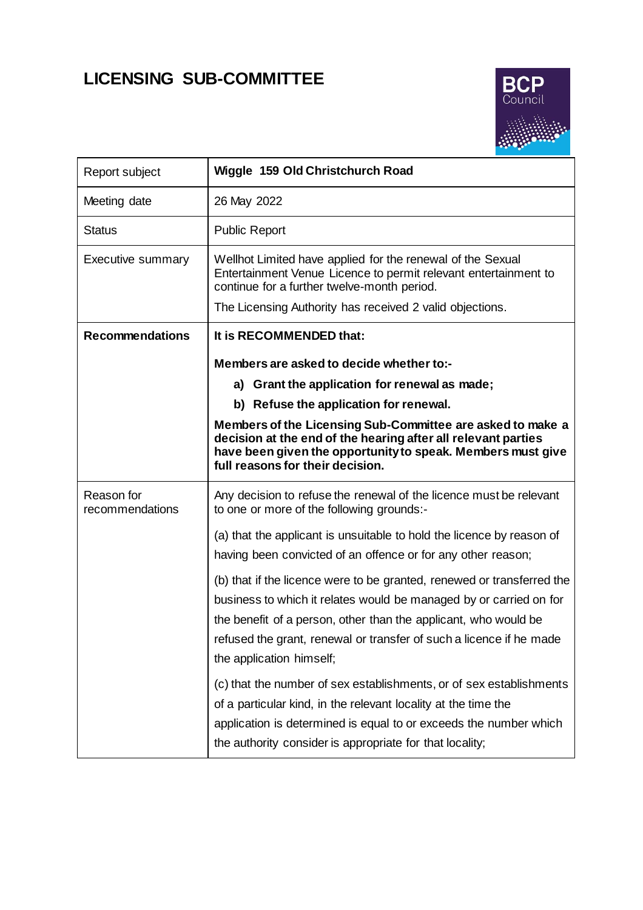# LICENSING SUB-COMMITTEE

| Report subject | **Wiggle 159 Old Christchurch Road** |
|---|---|
| Meeting date | 26 May 2022 |
| Status | Public Report |
| Executive summary | Wellhot Limited have applied for the renewal of the Sexual Entertainment Venue Licence to permit relevant entertainment to continue for a further twelve-month period.<br><br>The Licensing Authority has received 2 valid objections. |
| **Recommendations** | **It is RECOMMENDED that:**<br><br>**Members are asked to decide whether to:-**<br><br>**a) Grant the application for renewal as made;**<br><br>**b) Refuse the application for renewal.**<br><br>**Members of the Licensing Sub-Committee are asked to make a decision at the end of the hearing after all relevant parties have been given the opportunity to speak. Members must give full reasons for their decision.** |
| Reason for recommendations | Any decision to refuse the renewal of the licence must be relevant to one or more of the following grounds:-<br><br>(a) that the applicant is unsuitable to hold the licence by reason of having been convicted of an offence or for any other reason;<br><br>(b) that if the licence were to be granted, renewed or transferred the business to which it relates would be managed by or carried on for the benefit of a person, other than the applicant, who would be refused the grant, renewal or transfer of such a licence if he made the application himself;<br><br>(c) that the number of sex establishments, or of sex establishments of a particular kind, in the relevant locality at the time the application is determined is equal to or exceeds the number which the authority consider is appropriate for that locality; |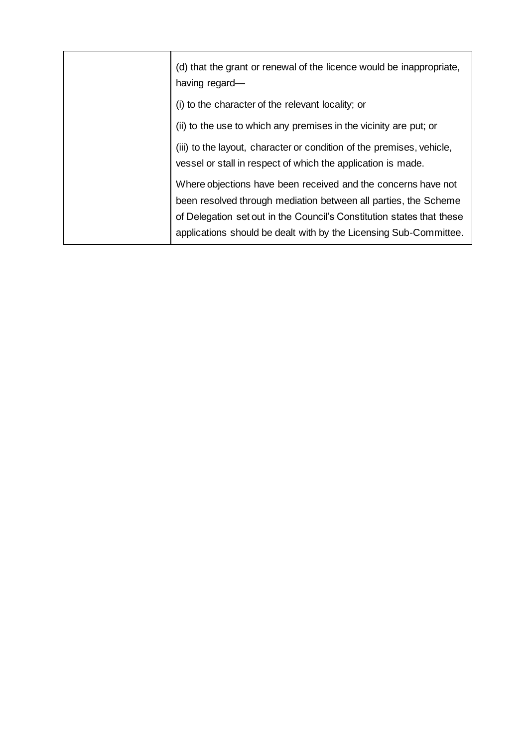| | |
|---|---|
| | (d) that the grant or renewal of the licence would be inappropriate, having regard—<br><br>(i) to the character of the relevant locality; or<br><br>(ii) to the use to which any premises in the vicinity are put; or<br><br>(iii) to the layout, character or condition of the premises, vehicle, vessel or stall in respect of which the application is made.<br><br>Where objections have been received and the concerns have not been resolved through mediation between all parties, the Scheme of Delegation set out in the Council's Constitution states that these applications should be dealt with by the Licensing Sub-Committee. |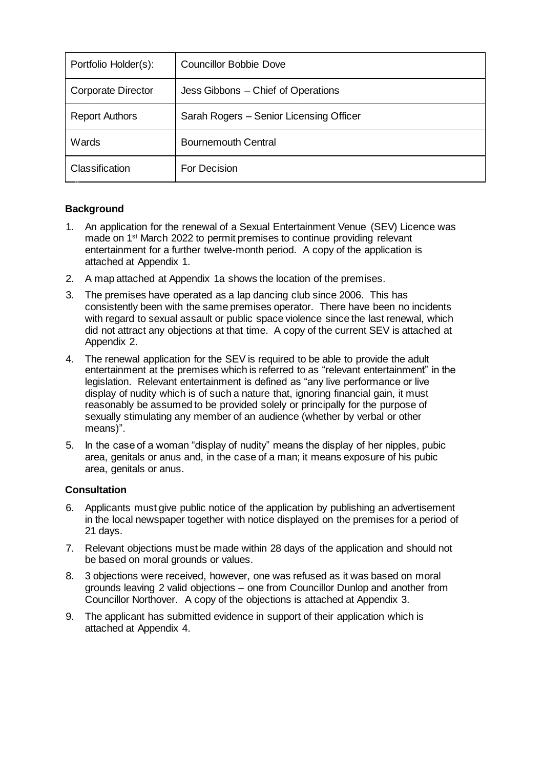| Portfolio Holder(s): | Councillor Bobbie Dove |
| --- | --- |
| Corporate Director | Jess Gibbons – Chief of Operations |
| Report Authors | Sarah Rogers – Senior Licensing Officer |
| Wards | Bournemouth Central |
| Classification | For Decision |

## Background

1. An application for the renewal of a Sexual Entertainment Venue (SEV) Licence was made on 1st March 2022 to permit premises to continue providing relevant entertainment for a further twelve-month period. A copy of the application is attached at Appendix 1.
2. A map attached at Appendix 1a shows the location of the premises.
3. The premises have operated as a lap dancing club since 2006. This has consistently been with the same premises operator. There have been no incidents with regard to sexual assault or public space violence since the last renewal, which did not attract any objections at that time. A copy of the current SEV is attached at Appendix 2.
4. The renewal application for the SEV is required to be able to provide the adult entertainment at the premises which is referred to as "relevant entertainment" in the legislation. Relevant entertainment is defined as "any live performance or live display of nudity which is of such a nature that, ignoring financial gain, it must reasonably be assumed to be provided solely or principally for the purpose of sexually stimulating any member of an audience (whether by verbal or other means)".
5. In the case of a woman "display of nudity" means the display of her nipples, pubic area, genitals or anus and, in the case of a man; it means exposure of his pubic area, genitals or anus.

## Consultation

6. Applicants must give public notice of the application by publishing an advertisement in the local newspaper together with notice displayed on the premises for a period of 21 days.
7. Relevant objections must be made within 28 days of the application and should not be based on moral grounds or values.
8. 3 objections were received, however, one was refused as it was based on moral grounds leaving 2 valid objections – one from Councillor Dunlop and another from Councillor Northover. A copy of the objections is attached at Appendix 3.
9. The applicant has submitted evidence in support of their application which is attached at Appendix 4.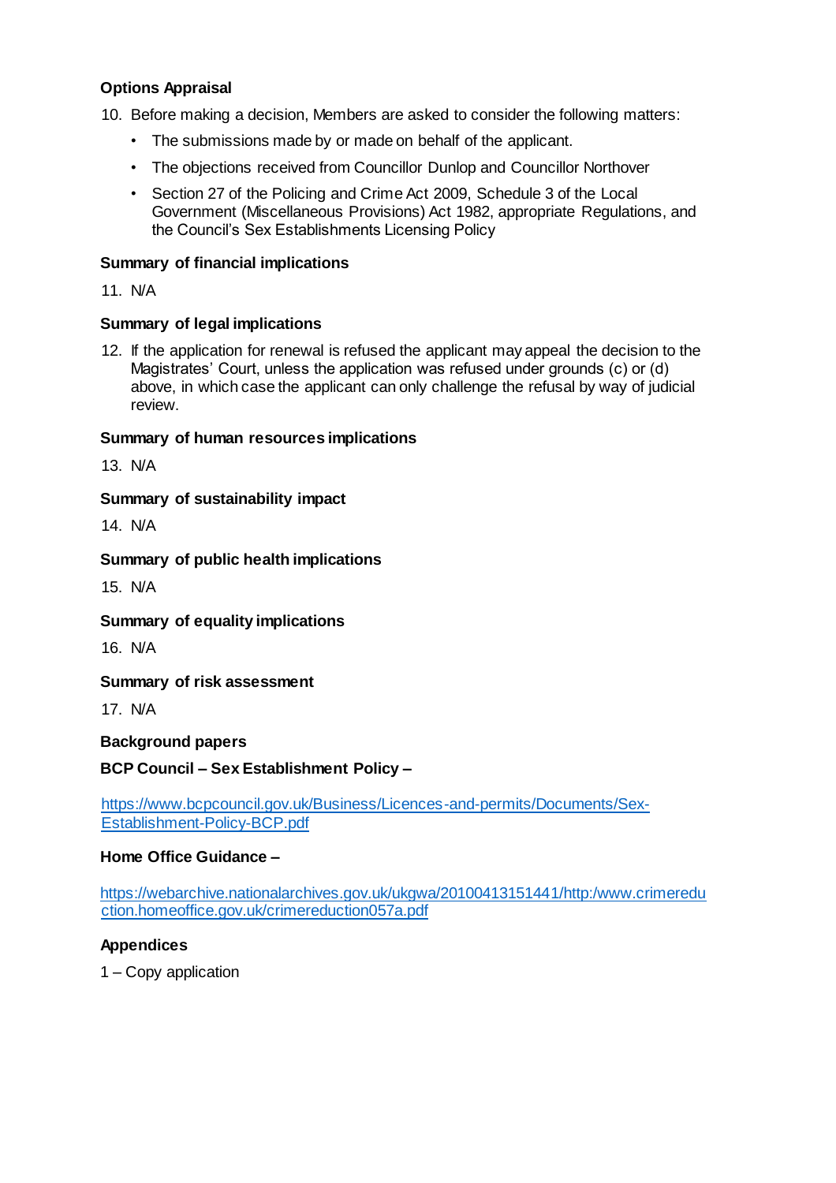**Options Appraisal**

10. Before making a decision, Members are asked to consider the following matters:
    - The submissions made by or made on behalf of the applicant.
    - The objections received from Councillor Dunlop and Councillor Northover
    - Section 27 of the Policing and Crime Act 2009, Schedule 3 of the Local Government (Miscellaneous Provisions) Act 1982, appropriate Regulations, and the Council's Sex Establishments Licensing Policy

**Summary of financial implications**

11. N/A

**Summary of legal implications**

12. If the application for renewal is refused the applicant may appeal the decision to the Magistrates' Court, unless the application was refused under grounds (c) or (d) above, in which case the applicant can only challenge the refusal by way of judicial review.

**Summary of human resources implications**

13. N/A

**Summary of sustainability impact**

14. N/A

**Summary of public health implications**

15. N/A

**Summary of equality implications**

16. N/A

**Summary of risk assessment**

17. N/A

**Background papers**

**BCP Council – Sex Establishment Policy –**

https://www.bcpcouncil.gov.uk/Business/Licences-and-permits/Documents/Sex-Establishment-Policy-BCP.pdf

**Home Office Guidance –**

https://webarchive.nationalarchives.gov.uk/ukgwa/20100413151441/http:/www.crimereduction.homeoffice.gov.uk/crimereduction057a.pdf

**Appendices**

1 – Copy application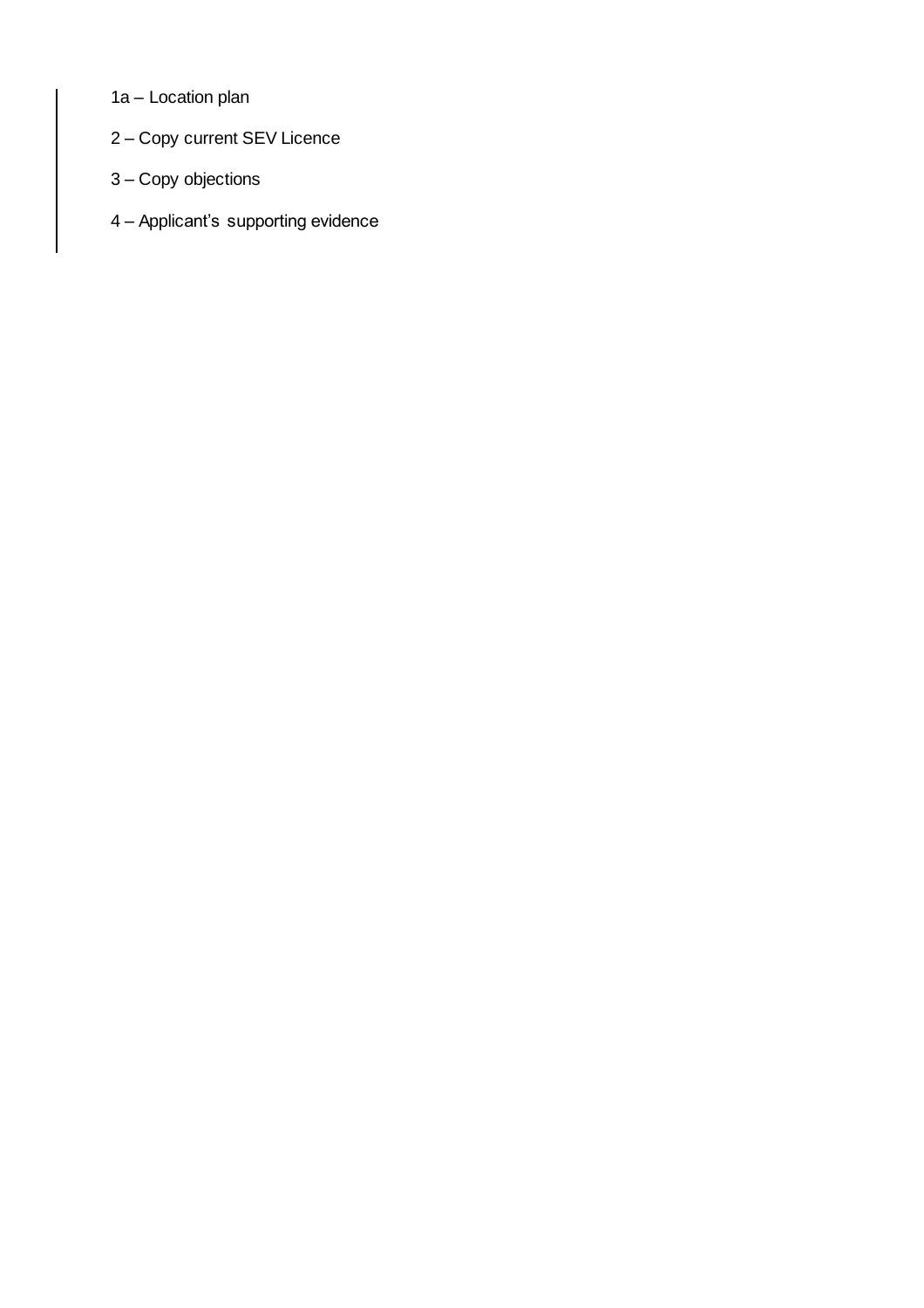1a – Location plan

2 – Copy current SEV Licence

3 – Copy objections

4 – Applicant's supporting evidence